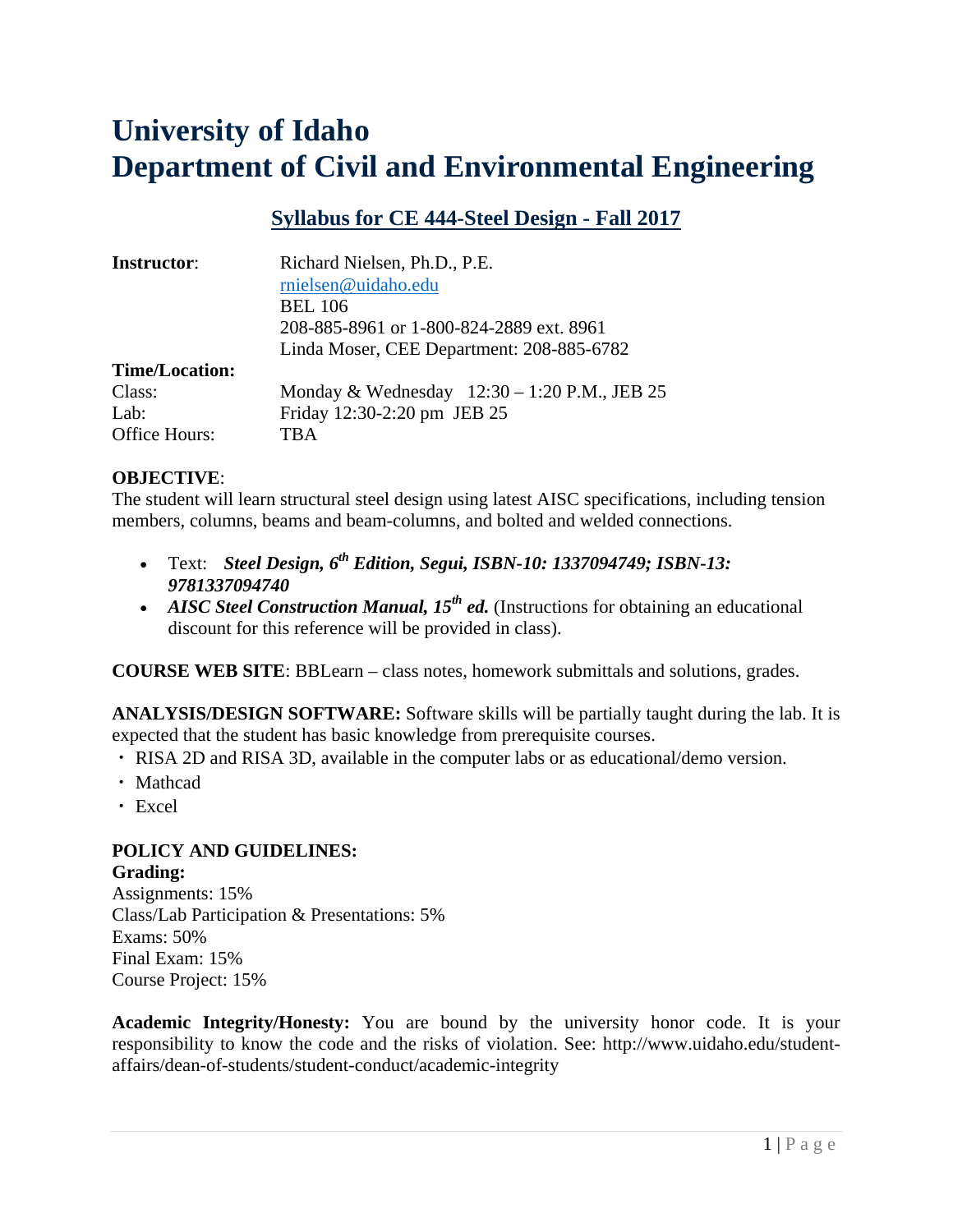# University of Idaho
# Department of Civil and Environmental Engineering

## Syllabus for CE 444-Steel Design - Fall 2017

**Instructor**: Richard Nielsen, Ph.D., P.E.
rnielsen@uidaho.edu
BEL 106
208-885-8961 or 1-800-824-2889 ext. 8961
Linda Moser, CEE Department: 208-885-6782

**Time/Location:**
Class: Monday & Wednesday 12:30 – 1:20 P.M., JEB 25
Lab: Friday 12:30-2:20 pm JEB 25
Office Hours: TBA

**OBJECTIVE**:
The student will learn structural steel design using latest AISC specifications, including tension members, columns, beams and beam-columns, and bolted and welded connections.

- Text: ***Steel Design, 6th Edition, Segui, ISBN-10: 1337094749; ISBN-13: 9781337094740***
- ***AISC Steel Construction Manual, 15th ed.*** (Instructions for obtaining an educational discount for this reference will be provided in class).

**COURSE WEB SITE**: BBLearn – class notes, homework submittals and solutions, grades.

**ANALYSIS/DESIGN SOFTWARE:** Software skills will be partially taught during the lab. It is expected that the student has basic knowledge from prerequisite courses.

- RISA 2D and RISA 3D, available in the computer labs or as educational/demo version.
- Mathcad
- Excel

**POLICY AND GUIDELINES:**

**Grading:**
Assignments: 15%
Class/Lab Participation & Presentations: 5%
Exams: 50%
Final Exam: 15%
Course Project: 15%

**Academic Integrity/Honesty:** You are bound by the university honor code. It is your responsibility to know the code and the risks of violation. See: http://www.uidaho.edu/student-affairs/dean-of-students/student-conduct/academic-integrity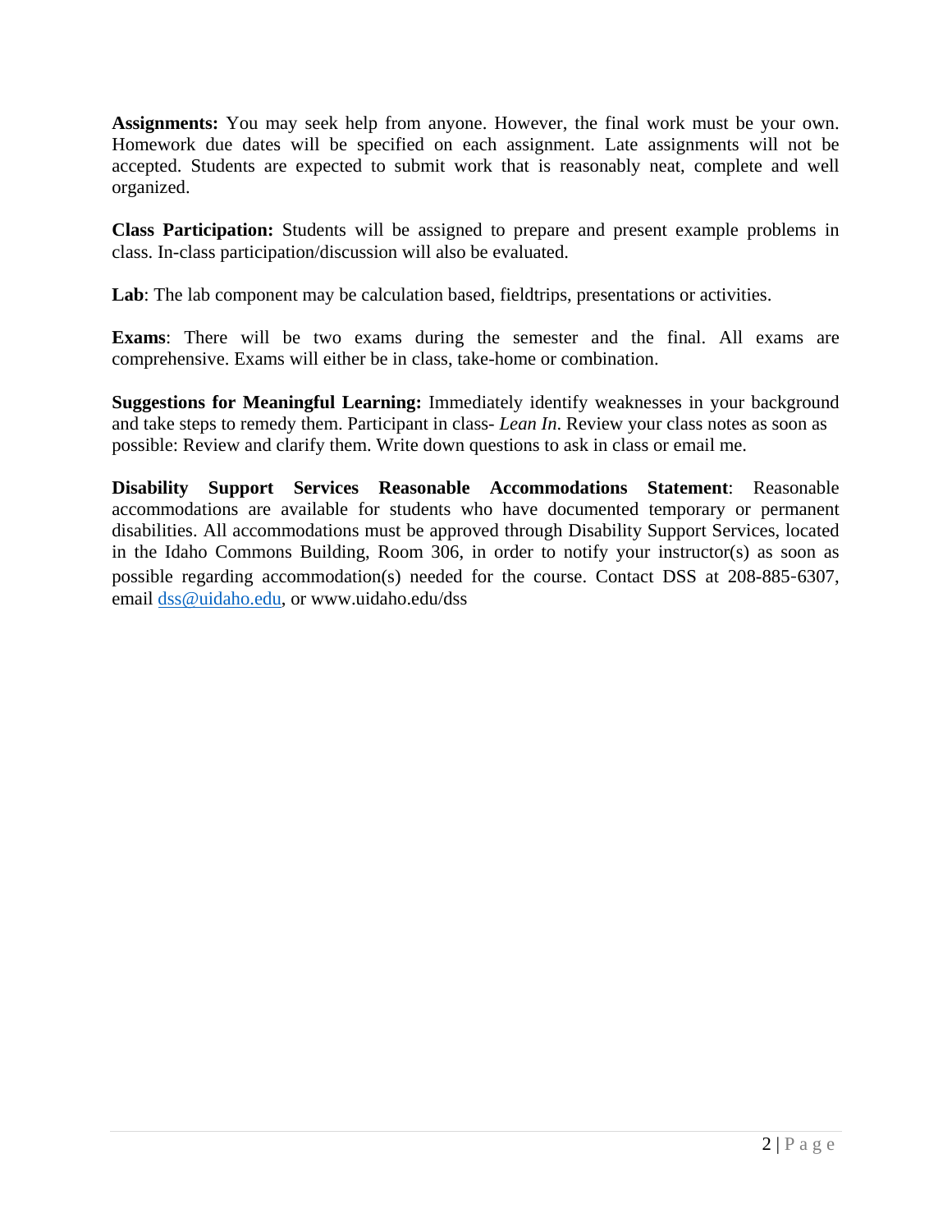**Assignments:** You may seek help from anyone. However, the final work must be your own. Homework due dates will be specified on each assignment. Late assignments will not be accepted. Students are expected to submit work that is reasonably neat, complete and well organized.

**Class Participation:** Students will be assigned to prepare and present example problems in class. In-class participation/discussion will also be evaluated.

**Lab**: The lab component may be calculation based, fieldtrips, presentations or activities.

**Exams**: There will be two exams during the semester and the final. All exams are comprehensive. Exams will either be in class, take-home or combination.

**Suggestions for Meaningful Learning:** Immediately identify weaknesses in your background and take steps to remedy them. Participant in class- *Lean In*. Review your class notes as soon as possible: Review and clarify them. Write down questions to ask in class or email me.

**Disability Support Services Reasonable Accommodations Statement**: Reasonable accommodations are available for students who have documented temporary or permanent disabilities. All accommodations must be approved through Disability Support Services, located in the Idaho Commons Building, Room 306, in order to notify your instructor(s) as soon as possible regarding accommodation(s) needed for the course. Contact DSS at 208-885-6307, email dss@uidaho.edu, or www.uidaho.edu/dss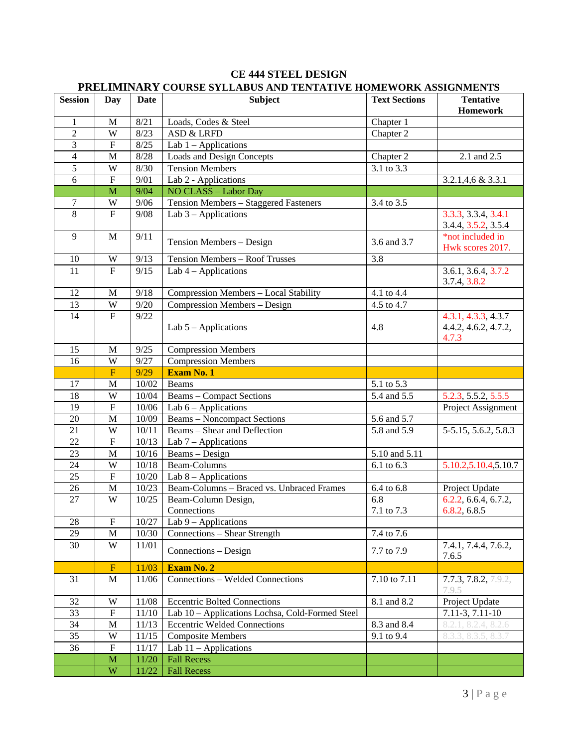# CE 444 STEEL DESIGN

## PRELIMINARY COURSE SYLLABUS AND TENTATIVE HOMEWORK ASSIGNMENTS

| Session | Day | Date | Subject | Text Sections | Tentative Homework |
|---|---|---|---|---|---|
| 1 | M | 8/21 | Loads, Codes & Steel | Chapter 1 | |
| 2 | W | 8/23 | ASD & LRFD | Chapter 2 | |
| 3 | F | 8/25 | Lab 1 – Applications | | |
| 4 | M | 8/28 | Loads and Design Concepts | Chapter 2 | 2.1 and 2.5 |
| 5 | W | 8/30 | Tension Members | 3.1 to 3.3 | |
| 6 | F | 9/01 | Lab 2 - Applications | | 3.2.1,4,6 & 3.3.1 |
| | M | 9/04 | NO CLASS – Labor Day | | |
| 7 | W | 9/06 | Tension Members – Staggered Fasteners | 3.4 to 3.5 | |
| 8 | F | 9/08 | Lab 3 – Applications | | 3.3.3, 3.3.4, 3.4.1 3.4.4, 3.5.2, 3.5.4 |
| 9 | M | 9/11 | Tension Members – Design | 3.6 and 3.7 | *not included in Hwk scores 2017. |
| 10 | W | 9/13 | Tension Members – Roof Trusses | 3.8 | |
| 11 | F | 9/15 | Lab 4 – Applications | | 3.6.1, 3.6.4, 3.7.2 3.7.4, 3.8.2 |
| 12 | M | 9/18 | Compression Members – Local Stability | 4.1 to 4.4 | |
| 13 | W | 9/20 | Compression Members – Design | 4.5 to 4.7 | |
| 14 | F | 9/22 | Lab 5 – Applications | 4.8 | 4.3.1, 4.3.3, 4.3.7 4.4.2, 4.6.2, 4.7.2, 4.7.3 |
| 15 | M | 9/25 | Compression Members | | |
| 16 | W | 9/27 | Compression Members | | |
| | F | 9/29 | **Exam No. 1** | | |
| 17 | M | 10/02 | Beams | 5.1 to 5.3 | |
| 18 | W | 10/04 | Beams – Compact Sections | 5.4 and 5.5 | 5.2.3, 5.5.2, 5.5.5 |
| 19 | F | 10/06 | Lab 6 – Applications | | Project Assignment |
| 20 | M | 10/09 | Beams – Noncompact Sections | 5.6 and 5.7 | |
| 21 | W | 10/11 | Beams – Shear and Deflection | 5.8 and 5.9 | 5-5.15, 5.6.2, 5.8.3 |
| 22 | F | 10/13 | Lab 7 – Applications | | |
| 23 | M | 10/16 | Beams – Design | 5.10 and 5.11 | |
| 24 | W | 10/18 | Beam-Columns | 6.1 to 6.3 | 5.10.2,5.10.4,5.10.7 |
| 25 | F | 10/20 | Lab 8 – Applications | | |
| 26 | M | 10/23 | Beam-Columns – Braced vs. Unbraced Frames | 6.4 to 6.8 | Project Update |
| 27 | W | 10/25 | Beam-Column Design, Connections | 6.8 7.1 to 7.3 | 6.2.2, 6.6.4, 6.7.2, 6.8.2, 6.8.5 |
| 28 | F | 10/27 | Lab 9 – Applications | | |
| 29 | M | 10/30 | Connections – Shear Strength | 7.4 to 7.6 | |
| 30 | W | 11/01 | Connections – Design | 7.7 to 7.9 | 7.4.1, 7.4.4, 7.6.2, 7.6.5 |
| | F | 11/03 | **Exam No. 2** | | |
| 31 | M | 11/06 | Connections – Welded Connections | 7.10 to 7.11 | 7.7.3, 7.8.2, 7.9.2, 7.9.5 |
| 32 | W | 11/08 | Eccentric Bolted Connections | 8.1 and 8.2 | Project Update |
| 33 | F | 11/10 | Lab 10 – Applications Lochsa, Cold-Formed Steel | | 7.11-3, 7.11-10 |
| 34 | M | 11/13 | Eccentric Welded Connections | 8.3 and 8.4 | 8.2.1, 8.2.4, 8.2.6 |
| 35 | W | 11/15 | Composite Members | 9.1 to 9.4 | 8.3.3, 8.3.5, 8.3.7 |
| 36 | F | 11/17 | Lab 11 – Applications | | |
| | M | 11/20 | Fall Recess | | |
| | W | 11/22 | Fall Recess | | |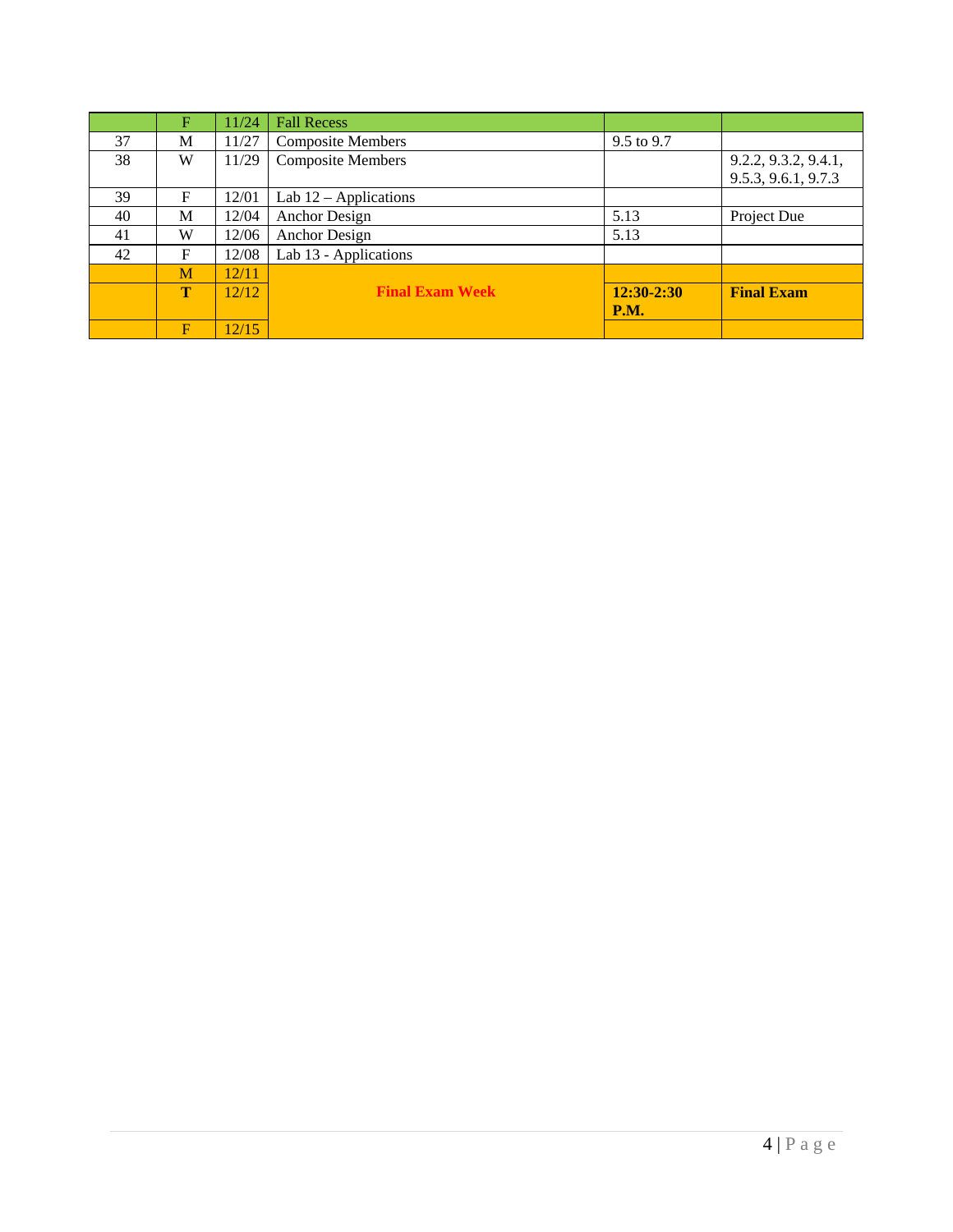| | | | | | |
|---|---|---|---|---|---|
| | F | 11/24 | Fall Recess | | |
| 37 | M | 11/27 | Composite Members | 9.5 to 9.7 | |
| 38 | W | 11/29 | Composite Members | | 9.2.2, 9.3.2, 9.4.1, 9.5.3, 9.6.1, 9.7.3 |
| 39 | F | 12/01 | Lab 12 – Applications | | |
| 40 | M | 12/04 | Anchor Design | 5.13 | Project Due |
| 41 | W | 12/06 | Anchor Design | 5.13 | |
| 42 | F | 12/08 | Lab 13 - Applications | | |
| | M | 12/11 | **Final Exam Week** | | |
| | **T** | 12/12 | | **12:30-2:30 P.M.** | **Final Exam** |
| | F | 12/15 | | | |